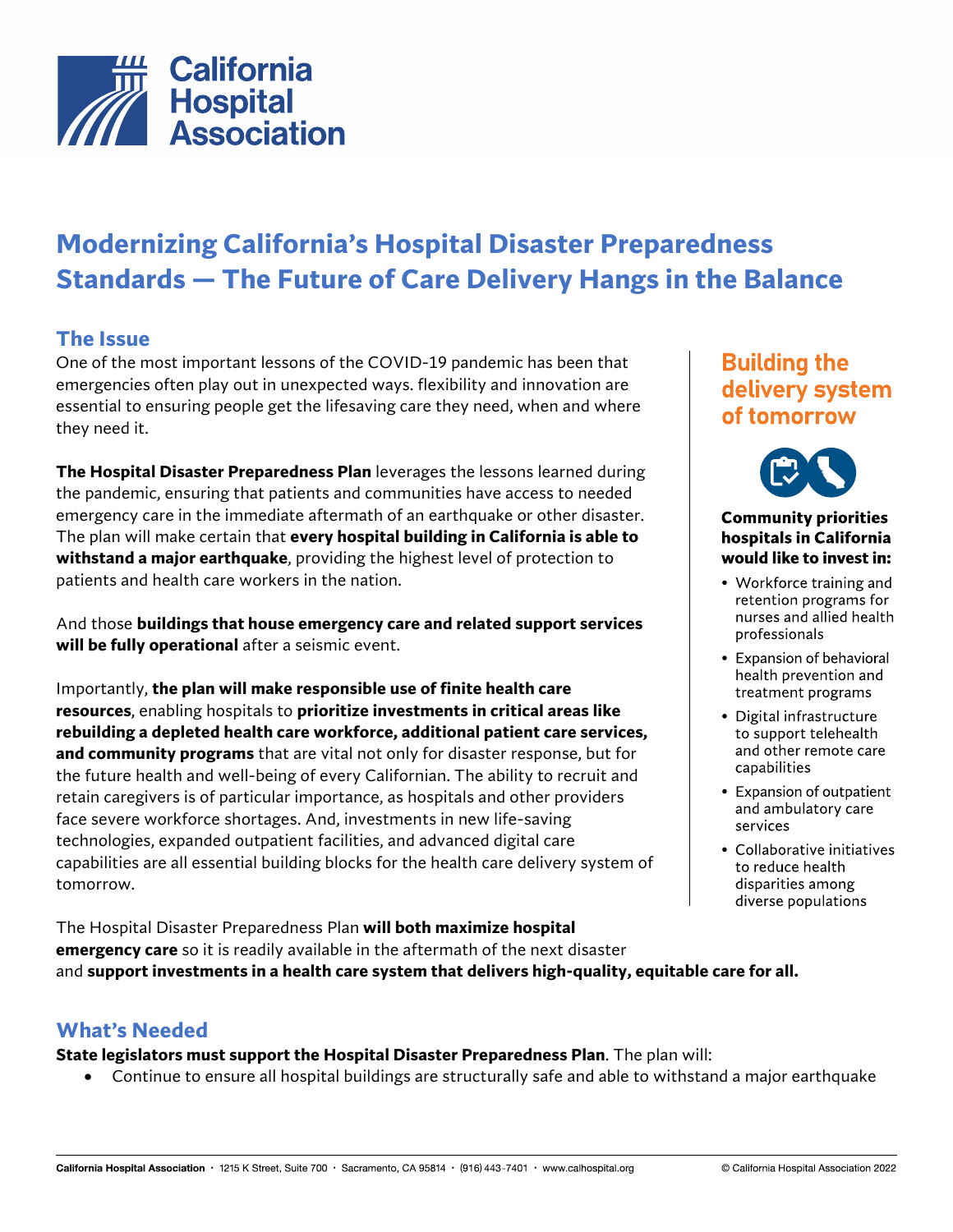California Hospital Association

# Modernizing California's Hospital Disaster Preparedness Standards — The Future of Care Delivery Hangs in the Balance

## The Issue

One of the most important lessons of the COVID-19 pandemic has been that emergencies often play out in unexpected ways. flexibility and innovation are essential to ensuring people get the lifesaving care they need, when and where they need it.

**The Hospital Disaster Preparedness Plan** leverages the lessons learned during the pandemic, ensuring that patients and communities have access to needed emergency care in the immediate aftermath of an earthquake or other disaster. The plan will make certain that **every hospital building in California is able to withstand a major earthquake**, providing the highest level of protection to patients and health care workers in the nation.

And those **buildings that house emergency care and related support services will be fully operational** after a seismic event.

Importantly, **the plan will make responsible use of finite health care resources**, enabling hospitals to **prioritize investments in critical areas like rebuilding a depleted health care workforce, additional patient care services, and community programs** that are vital not only for disaster response, but for the future health and well-being of every Californian. The ability to recruit and retain caregivers is of particular importance, as hospitals and other providers face severe workforce shortages. And, investments in new life-saving technologies, expanded outpatient facilities, and advanced digital care capabilities are all essential building blocks for the health care delivery system of tomorrow.

The Hospital Disaster Preparedness Plan **will both maximize hospital emergency care** so it is readily available in the aftermath of the next disaster and **support investments in a health care system that delivers high-quality, equitable care for all.**

### Building the delivery system of tomorrow

**Community priorities hospitals in California would like to invest in:**

- Workforce training and retention programs for nurses and allied health professionals
- Expansion of behavioral health prevention and treatment programs
- Digital infrastructure to support telehealth and other remote care capabilities
- Expansion of outpatient and ambulatory care services
- Collaborative initiatives to reduce health disparities among diverse populations

## What's Needed

**State legislators must support the Hospital Disaster Preparedness Plan**. The plan will:

- Continue to ensure all hospital buildings are structurally safe and able to withstand a major earthquake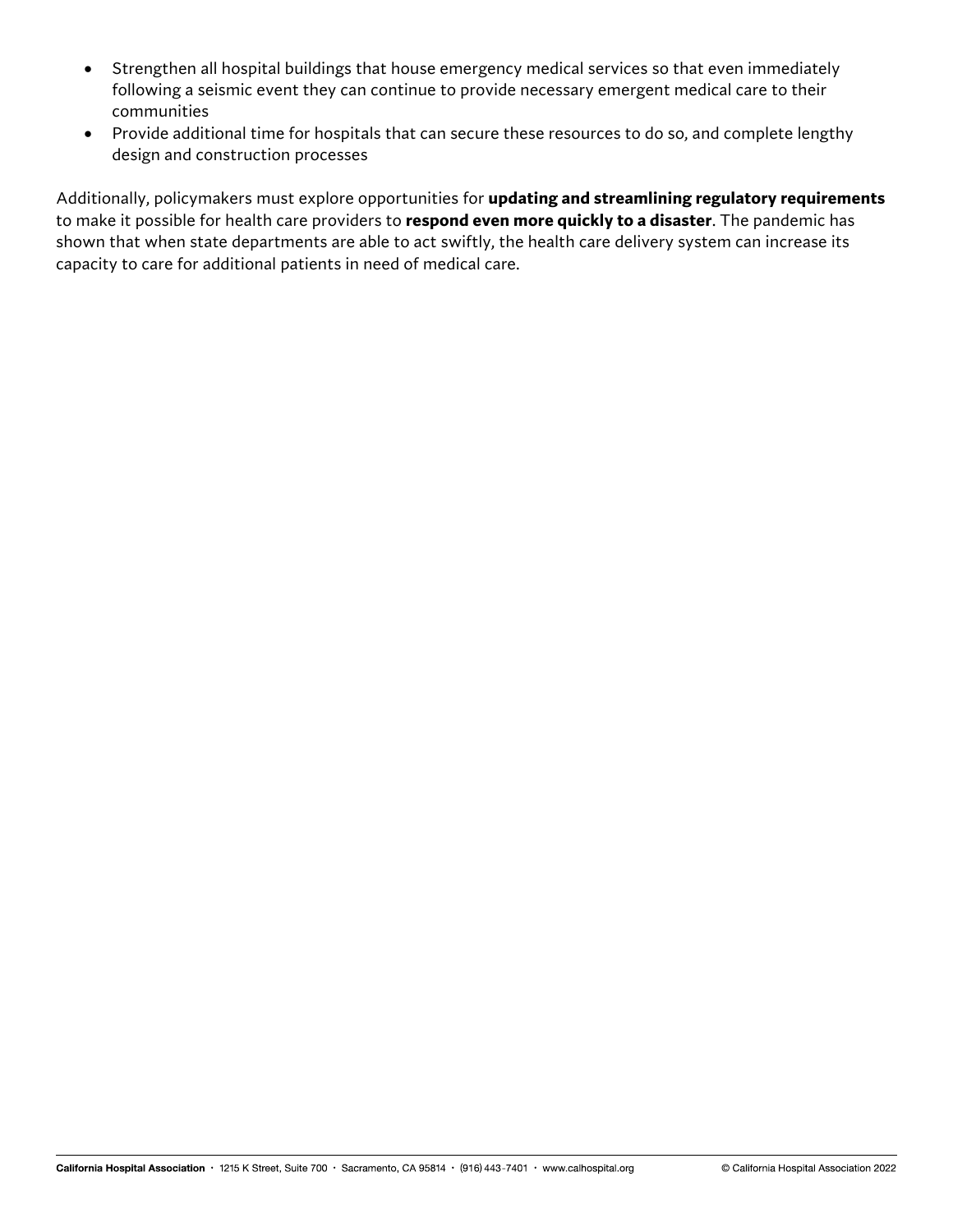- Strengthen all hospital buildings that house emergency medical services so that even immediately following a seismic event they can continue to provide necessary emergent medical care to their communities
- Provide additional time for hospitals that can secure these resources to do so, and complete lengthy design and construction processes

Additionally, policymakers must explore opportunities for **updating and streamlining regulatory requirements** to make it possible for health care providers to **respond even more quickly to a disaster**. The pandemic has shown that when state departments are able to act swiftly, the health care delivery system can increase its capacity to care for additional patients in need of medical care.